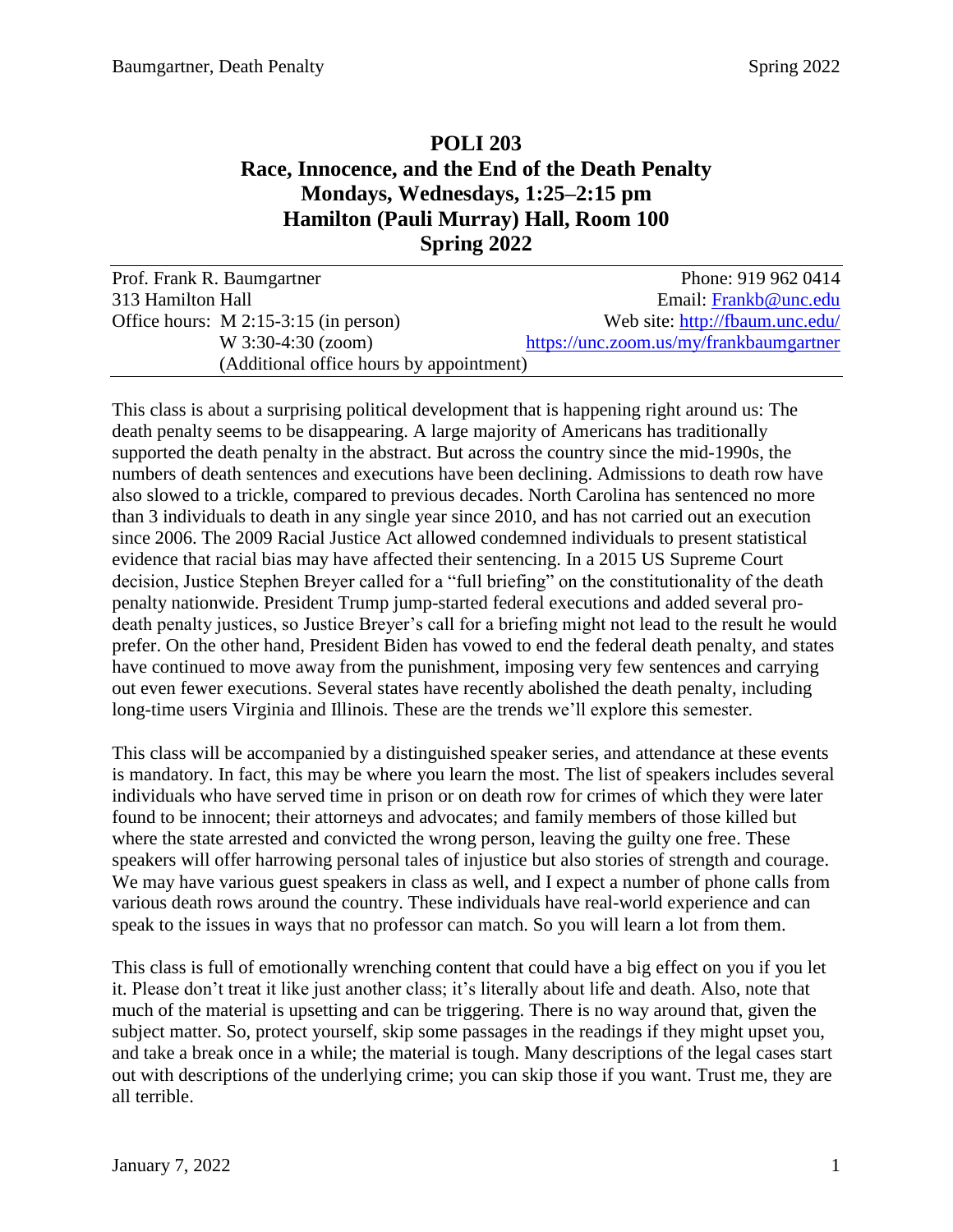# POLI 203
# Race, Innocence, and the End of the Death Penalty
## Mondays, Wednesdays, 1:25–2:15 pm
## Hamilton (Pauli Murray) Hall, Room 100
## Spring 2022

| | |
|---|---|
| Prof. Frank R. Baumgartner | Phone: 919 962 0414 |
| 313 Hamilton Hall | Email: Frankb@unc.edu |
| Office hours: M 2:15-3:15 (in person) | Web site: http://fbaum.unc.edu/ |
| W 3:30-4:30 (zoom) | https://unc.zoom.us/my/frankbaumgartner |
| (Additional office hours by appointment) | |

This class is about a surprising political development that is happening right around us: The death penalty seems to be disappearing. A large majority of Americans has traditionally supported the death penalty in the abstract. But across the country since the mid-1990s, the numbers of death sentences and executions have been declining. Admissions to death row have also slowed to a trickle, compared to previous decades. North Carolina has sentenced no more than 3 individuals to death in any single year since 2010, and has not carried out an execution since 2006. The 2009 Racial Justice Act allowed condemned individuals to present statistical evidence that racial bias may have affected their sentencing. In a 2015 US Supreme Court decision, Justice Stephen Breyer called for a "full briefing" on the constitutionality of the death penalty nationwide. President Trump jump-started federal executions and added several pro-death penalty justices, so Justice Breyer's call for a briefing might not lead to the result he would prefer. On the other hand, President Biden has vowed to end the federal death penalty, and states have continued to move away from the punishment, imposing very few sentences and carrying out even fewer executions. Several states have recently abolished the death penalty, including long-time users Virginia and Illinois. These are the trends we'll explore this semester.

This class will be accompanied by a distinguished speaker series, and attendance at these events is mandatory. In fact, this may be where you learn the most. The list of speakers includes several individuals who have served time in prison or on death row for crimes of which they were later found to be innocent; their attorneys and advocates; and family members of those killed but where the state arrested and convicted the wrong person, leaving the guilty one free. These speakers will offer harrowing personal tales of injustice but also stories of strength and courage. We may have various guest speakers in class as well, and I expect a number of phone calls from various death rows around the country. These individuals have real-world experience and can speak to the issues in ways that no professor can match. So you will learn a lot from them.

This class is full of emotionally wrenching content that could have a big effect on you if you let it. Please don't treat it like just another class; it's literally about life and death. Also, note that much of the material is upsetting and can be triggering. There is no way around that, given the subject matter. So, protect yourself, skip some passages in the readings if they might upset you, and take a break once in a while; the material is tough. Many descriptions of the legal cases start out with descriptions of the underlying crime; you can skip those if you want. Trust me, they are all terrible.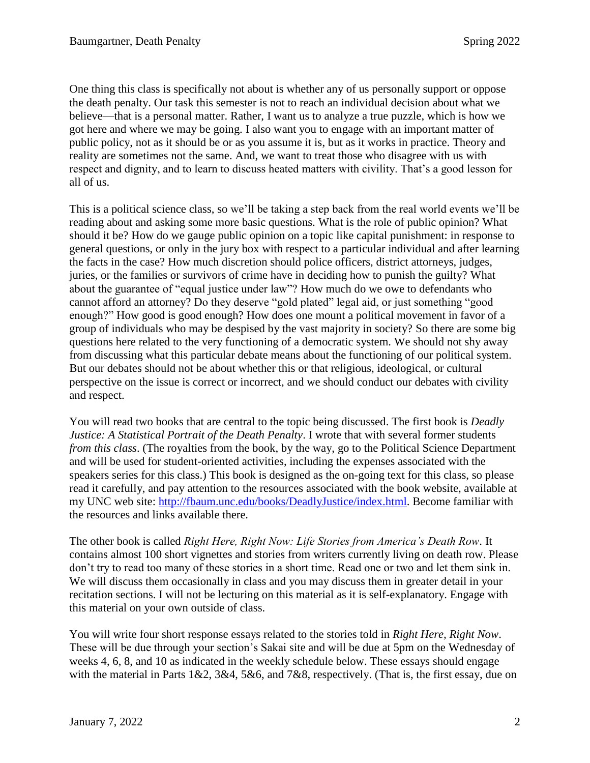One thing this class is specifically not about is whether any of us personally support or oppose the death penalty. Our task this semester is not to reach an individual decision about what we believe—that is a personal matter. Rather, I want us to analyze a true puzzle, which is how we got here and where we may be going. I also want you to engage with an important matter of public policy, not as it should be or as you assume it is, but as it works in practice. Theory and reality are sometimes not the same. And, we want to treat those who disagree with us with respect and dignity, and to learn to discuss heated matters with civility. That's a good lesson for all of us.

This is a political science class, so we'll be taking a step back from the real world events we'll be reading about and asking some more basic questions. What is the role of public opinion? What should it be? How do we gauge public opinion on a topic like capital punishment: in response to general questions, or only in the jury box with respect to a particular individual and after learning the facts in the case? How much discretion should police officers, district attorneys, judges, juries, or the families or survivors of crime have in deciding how to punish the guilty? What about the guarantee of "equal justice under law"? How much do we owe to defendants who cannot afford an attorney? Do they deserve "gold plated" legal aid, or just something "good enough?" How good is good enough? How does one mount a political movement in favor of a group of individuals who may be despised by the vast majority in society? So there are some big questions here related to the very functioning of a democratic system. We should not shy away from discussing what this particular debate means about the functioning of our political system. But our debates should not be about whether this or that religious, ideological, or cultural perspective on the issue is correct or incorrect, and we should conduct our debates with civility and respect.

You will read two books that are central to the topic being discussed. The first book is *Deadly Justice: A Statistical Portrait of the Death Penalty*. I wrote that with several former students *from this class*. (The royalties from the book, by the way, go to the Political Science Department and will be used for student-oriented activities, including the expenses associated with the speakers series for this class.) This book is designed as the on-going text for this class, so please read it carefully, and pay attention to the resources associated with the book website, available at my UNC web site: [http://fbaum.unc.edu/books/DeadlyJustice/index.html](http://fbaum.unc.edu/books/DeadlyJustice/index.html). Become familiar with the resources and links available there.

The other book is called *Right Here, Right Now: Life Stories from America's Death Row*. It contains almost 100 short vignettes and stories from writers currently living on death row. Please don't try to read too many of these stories in a short time. Read one or two and let them sink in. We will discuss them occasionally in class and you may discuss them in greater detail in your recitation sections. I will not be lecturing on this material as it is self-explanatory. Engage with this material on your own outside of class.

You will write four short response essays related to the stories told in *Right Here, Right Now*. These will be due through your section's Sakai site and will be due at 5pm on the Wednesday of weeks 4, 6, 8, and 10 as indicated in the weekly schedule below. These essays should engage with the material in Parts 1&2, 3&4, 5&6, and 7&8, respectively. (That is, the first essay, due on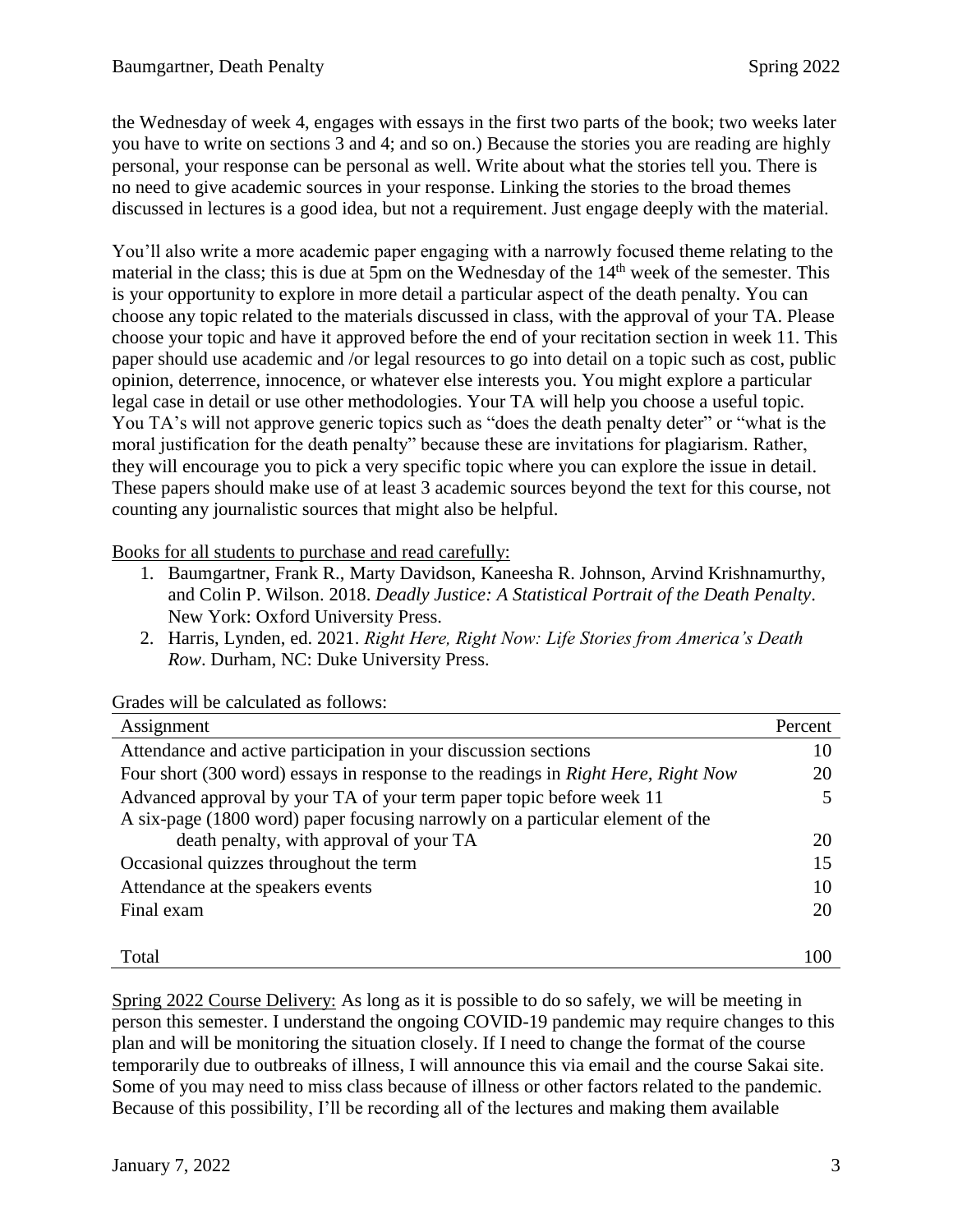the Wednesday of week 4, engages with essays in the first two parts of the book; two weeks later you have to write on sections 3 and 4; and so on.) Because the stories you are reading are highly personal, your response can be personal as well. Write about what the stories tell you. There is no need to give academic sources in your response. Linking the stories to the broad themes discussed in lectures is a good idea, but not a requirement. Just engage deeply with the material.

You'll also write a more academic paper engaging with a narrowly focused theme relating to the material in the class; this is due at 5pm on the Wednesday of the 14th week of the semester. This is your opportunity to explore in more detail a particular aspect of the death penalty. You can choose any topic related to the materials discussed in class, with the approval of your TA. Please choose your topic and have it approved before the end of your recitation section in week 11. This paper should use academic and /or legal resources to go into detail on a topic such as cost, public opinion, deterrence, innocence, or whatever else interests you. You might explore a particular legal case in detail or use other methodologies. Your TA will help you choose a useful topic. You TA's will not approve generic topics such as "does the death penalty deter" or "what is the moral justification for the death penalty" because these are invitations for plagiarism. Rather, they will encourage you to pick a very specific topic where you can explore the issue in detail. These papers should make use of at least 3 academic sources beyond the text for this course, not counting any journalistic sources that might also be helpful.

Books for all students to purchase and read carefully:

1. Baumgartner, Frank R., Marty Davidson, Kaneesha R. Johnson, Arvind Krishnamurthy, and Colin P. Wilson. 2018. *Deadly Justice: A Statistical Portrait of the Death Penalty*. New York: Oxford University Press.
2. Harris, Lynden, ed. 2021. *Right Here, Right Now: Life Stories from America's Death Row*. Durham, NC: Duke University Press.

Grades will be calculated as follows:

| Assignment | Percent |
|---|---|
| Attendance and active participation in your discussion sections | 10 |
| Four short (300 word) essays in response to the readings in *Right Here, Right Now* | 20 |
| Advanced approval by your TA of your term paper topic before week 11 | 5 |
| A six-page (1800 word) paper focusing narrowly on a particular element of the death penalty, with approval of your TA | 20 |
| Occasional quizzes throughout the term | 15 |
| Attendance at the speakers events | 10 |
| Final exam | 20 |
| Total | 100 |

Spring 2022 Course Delivery: As long as it is possible to do so safely, we will be meeting in person this semester. I understand the ongoing COVID-19 pandemic may require changes to this plan and will be monitoring the situation closely. If I need to change the format of the course temporarily due to outbreaks of illness, I will announce this via email and the course Sakai site. Some of you may need to miss class because of illness or other factors related to the pandemic. Because of this possibility, I'll be recording all of the lectures and making them available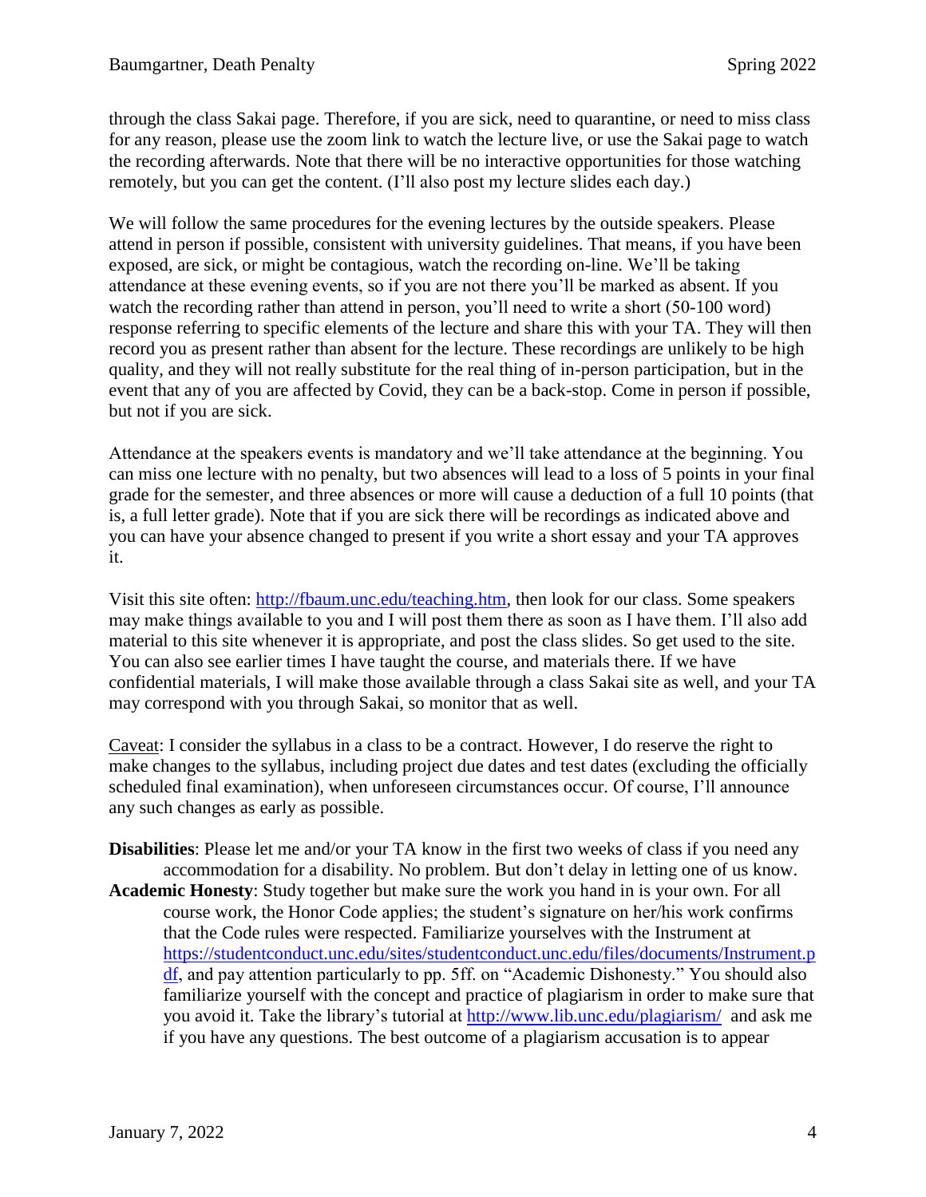through the class Sakai page. Therefore, if you are sick, need to quarantine, or need to miss class for any reason, please use the zoom link to watch the lecture live, or use the Sakai page to watch the recording afterwards. Note that there will be no interactive opportunities for those watching remotely, but you can get the content. (I'll also post my lecture slides each day.)

We will follow the same procedures for the evening lectures by the outside speakers. Please attend in person if possible, consistent with university guidelines. That means, if you have been exposed, are sick, or might be contagious, watch the recording on-line. We'll be taking attendance at these evening events, so if you are not there you'll be marked as absent. If you watch the recording rather than attend in person, you'll need to write a short (50-100 word) response referring to specific elements of the lecture and share this with your TA. They will then record you as present rather than absent for the lecture. These recordings are unlikely to be high quality, and they will not really substitute for the real thing of in-person participation, but in the event that any of you are affected by Covid, they can be a back-stop. Come in person if possible, but not if you are sick.

Attendance at the speakers events is mandatory and we'll take attendance at the beginning. You can miss one lecture with no penalty, but two absences will lead to a loss of 5 points in your final grade for the semester, and three absences or more will cause a deduction of a full 10 points (that is, a full letter grade). Note that if you are sick there will be recordings as indicated above and you can have your absence changed to present if you write a short essay and your TA approves it.

Visit this site often: [http://fbaum.unc.edu/teaching.htm](http://fbaum.unc.edu/teaching.htm), then look for our class. Some speakers may make things available to you and I will post them there as soon as I have them. I'll also add material to this site whenever it is appropriate, and post the class slides. So get used to the site. You can also see earlier times I have taught the course, and materials there. If we have confidential materials, I will make those available through a class Sakai site as well, and your TA may correspond with you through Sakai, so monitor that as well.

Caveat: I consider the syllabus in a class to be a contract. However, I do reserve the right to make changes to the syllabus, including project due dates and test dates (excluding the officially scheduled final examination), when unforeseen circumstances occur. Of course, I'll announce any such changes as early as possible.

**Disabilities**: Please let me and/or your TA know in the first two weeks of class if you need any accommodation for a disability. No problem. But don't delay in letting one of us know.

**Academic Honesty**: Study together but make sure the work you hand in is your own. For all course work, the Honor Code applies; the student's signature on her/his work confirms that the Code rules were respected. Familiarize yourselves with the Instrument at [https://studentconduct.unc.edu/sites/studentconduct.unc.edu/files/documents/Instrument.pdf](https://studentconduct.unc.edu/sites/studentconduct.unc.edu/files/documents/Instrument.pdf), and pay attention particularly to pp. 5ff. on "Academic Dishonesty." You should also familiarize yourself with the concept and practice of plagiarism in order to make sure that you avoid it. Take the library's tutorial at [http://www.lib.unc.edu/plagiarism/](http://www.lib.unc.edu/plagiarism/) and ask me if you have any questions. The best outcome of a plagiarism accusation is to appear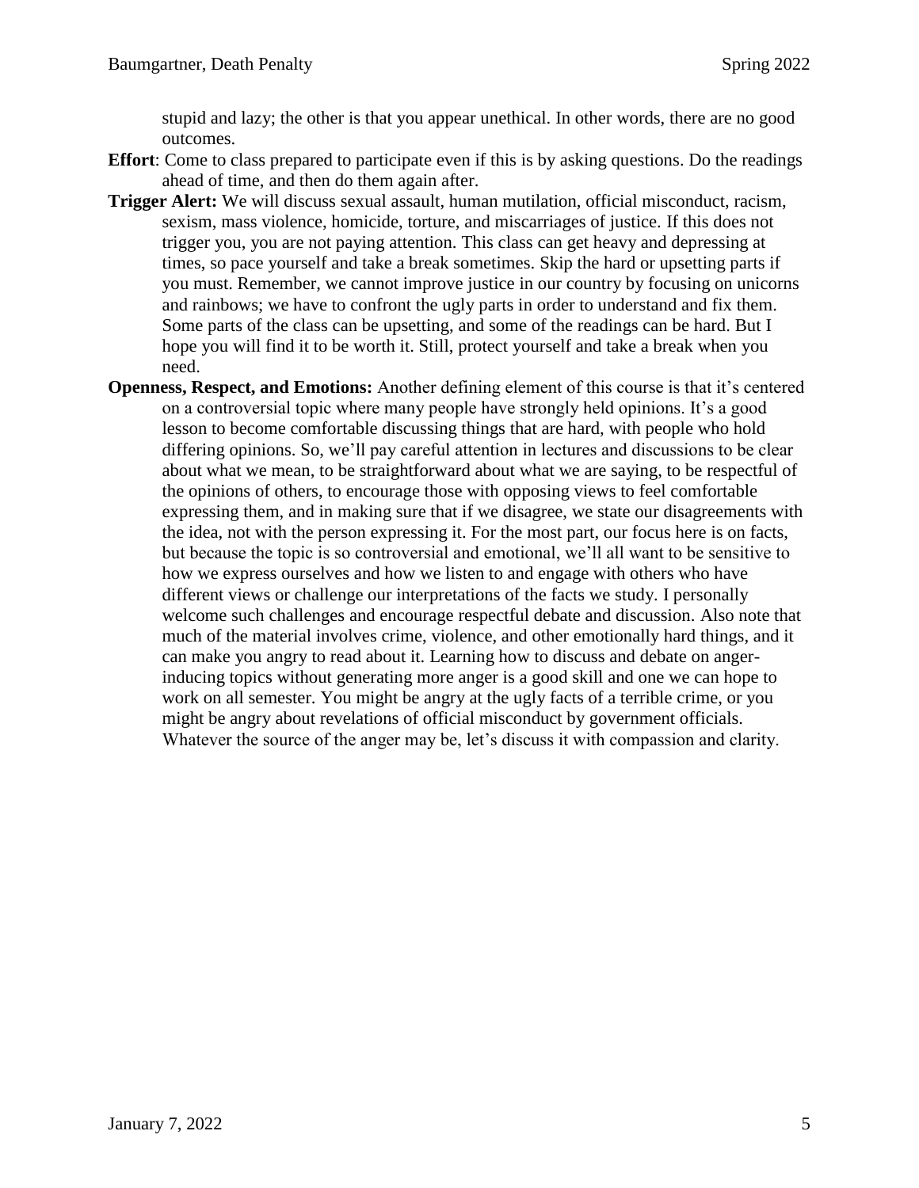stupid and lazy; the other is that you appear unethical. In other words, there are no good outcomes.

**Effort**: Come to class prepared to participate even if this is by asking questions. Do the readings ahead of time, and then do them again after.

**Trigger Alert:** We will discuss sexual assault, human mutilation, official misconduct, racism, sexism, mass violence, homicide, torture, and miscarriages of justice. If this does not trigger you, you are not paying attention. This class can get heavy and depressing at times, so pace yourself and take a break sometimes. Skip the hard or upsetting parts if you must. Remember, we cannot improve justice in our country by focusing on unicorns and rainbows; we have to confront the ugly parts in order to understand and fix them. Some parts of the class can be upsetting, and some of the readings can be hard. But I hope you will find it to be worth it. Still, protect yourself and take a break when you need.

**Openness, Respect, and Emotions:** Another defining element of this course is that it's centered on a controversial topic where many people have strongly held opinions. It's a good lesson to become comfortable discussing things that are hard, with people who hold differing opinions. So, we'll pay careful attention in lectures and discussions to be clear about what we mean, to be straightforward about what we are saying, to be respectful of the opinions of others, to encourage those with opposing views to feel comfortable expressing them, and in making sure that if we disagree, we state our disagreements with the idea, not with the person expressing it. For the most part, our focus here is on facts, but because the topic is so controversial and emotional, we'll all want to be sensitive to how we express ourselves and how we listen to and engage with others who have different views or challenge our interpretations of the facts we study. I personally welcome such challenges and encourage respectful debate and discussion. Also note that much of the material involves crime, violence, and other emotionally hard things, and it can make you angry to read about it. Learning how to discuss and debate on anger-inducing topics without generating more anger is a good skill and one we can hope to work on all semester. You might be angry at the ugly facts of a terrible crime, or you might be angry about revelations of official misconduct by government officials. Whatever the source of the anger may be, let's discuss it with compassion and clarity.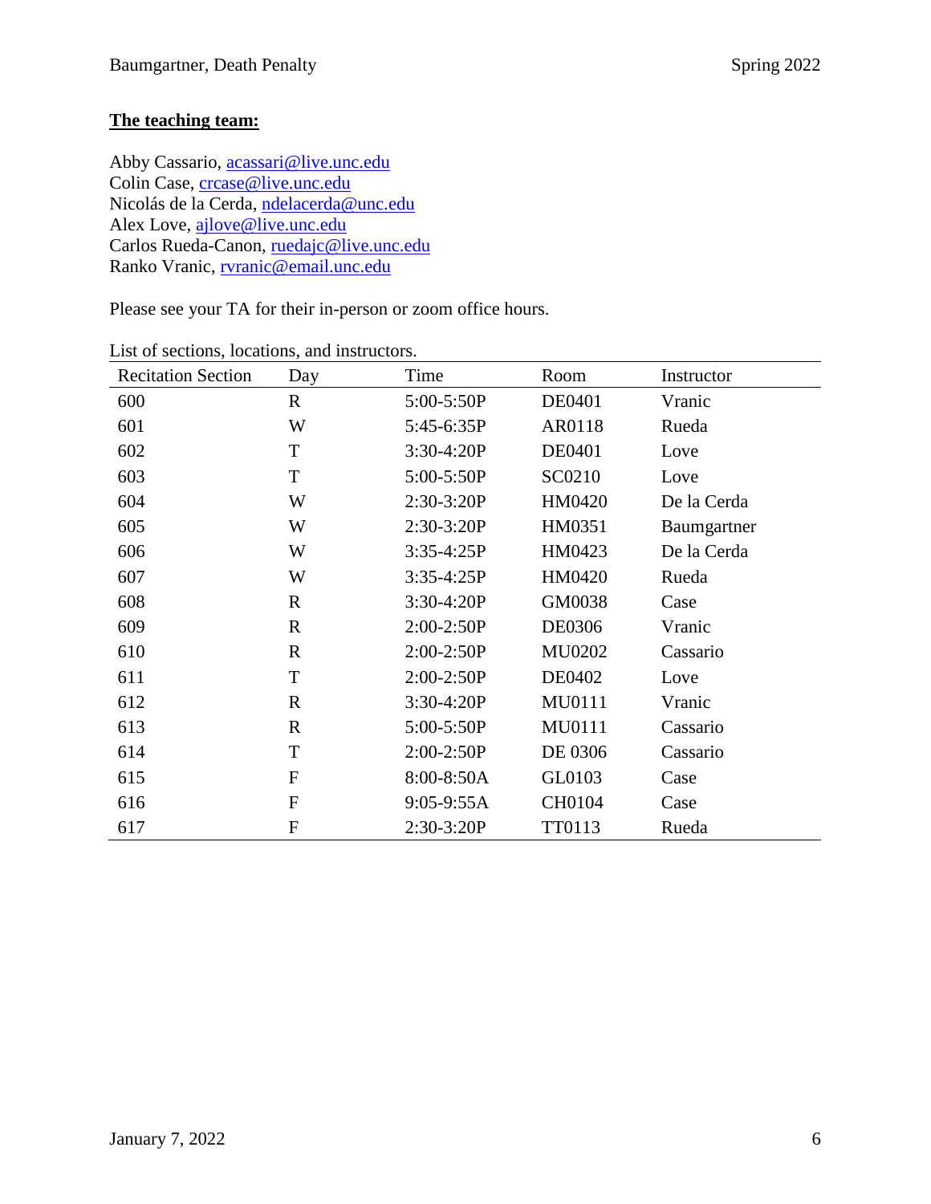**The teaching team:**

Abby Cassario, acassari@live.unc.edu
Colin Case, crcase@live.unc.edu
Nicolás de la Cerda, ndelacerda@unc.edu
Alex Love, ajlove@live.unc.edu
Carlos Rueda-Canon, ruedajc@live.unc.edu
Ranko Vranic, rvranic@email.unc.edu

Please see your TA for their in-person or zoom office hours.

List of sections, locations, and instructors.

| Recitation Section | Day | Time | Room | Instructor |
|---|---|---|---|---|
| 600 | R | 5:00-5:50P | DE0401 | Vranic |
| 601 | W | 5:45-6:35P | AR0118 | Rueda |
| 602 | T | 3:30-4:20P | DE0401 | Love |
| 603 | T | 5:00-5:50P | SC0210 | Love |
| 604 | W | 2:30-3:20P | HM0420 | De la Cerda |
| 605 | W | 2:30-3:20P | HM0351 | Baumgartner |
| 606 | W | 3:35-4:25P | HM0423 | De la Cerda |
| 607 | W | 3:35-4:25P | HM0420 | Rueda |
| 608 | R | 3:30-4:20P | GM0038 | Case |
| 609 | R | 2:00-2:50P | DE0306 | Vranic |
| 610 | R | 2:00-2:50P | MU0202 | Cassario |
| 611 | T | 2:00-2:50P | DE0402 | Love |
| 612 | R | 3:30-4:20P | MU0111 | Vranic |
| 613 | R | 5:00-5:50P | MU0111 | Cassario |
| 614 | T | 2:00-2:50P | DE 0306 | Cassario |
| 615 | F | 8:00-8:50A | GL0103 | Case |
| 616 | F | 9:05-9:55A | CH0104 | Case |
| 617 | F | 2:30-3:20P | TT0113 | Rueda |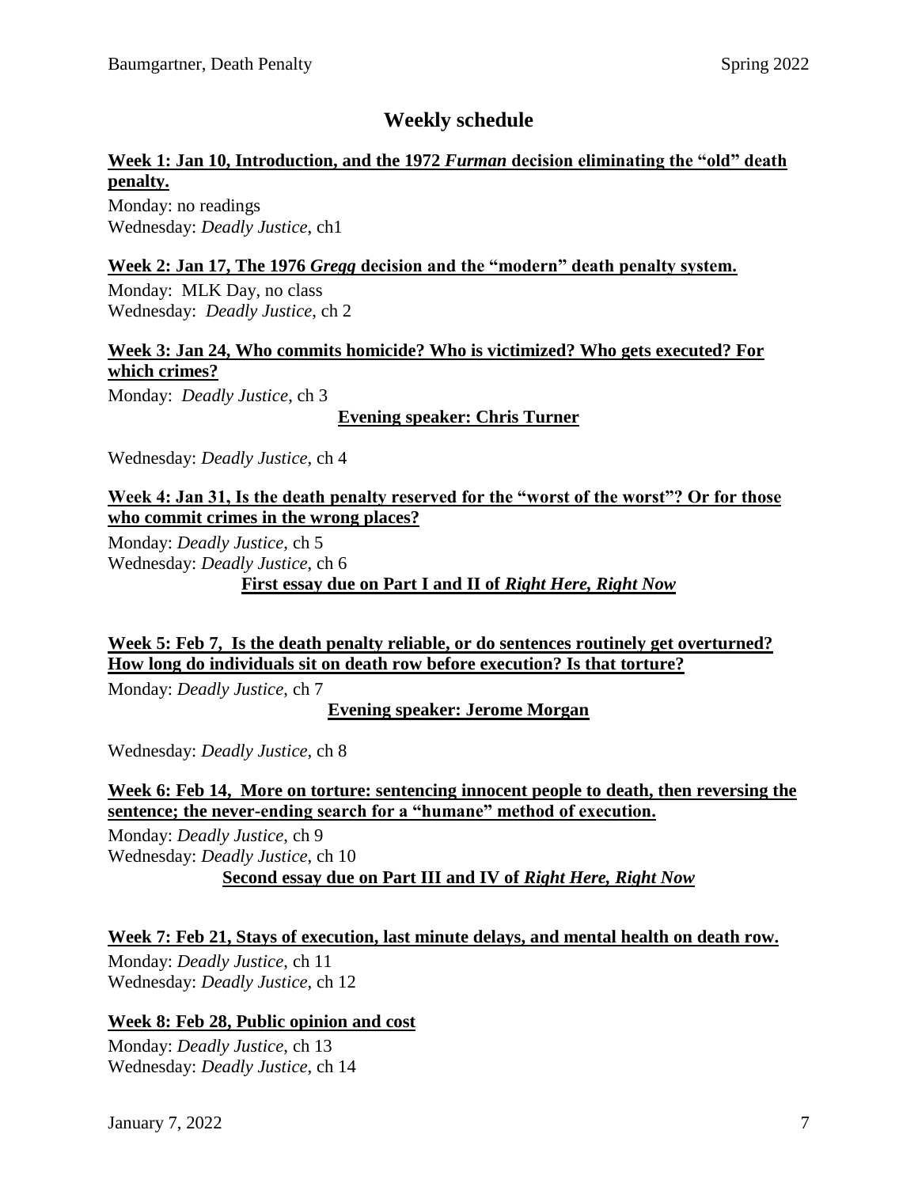## Weekly schedule

**Week 1: Jan 10, Introduction, and the 1972 *Furman* decision eliminating the "old" death penalty.**

Monday: no readings
Wednesday: *Deadly Justice*, ch1

**Week 2: Jan 17, The 1976 *Gregg* decision and the "modern" death penalty system.**

Monday: MLK Day, no class
Wednesday: *Deadly Justice*, ch 2

**Week 3: Jan 24, Who commits homicide? Who is victimized? Who gets executed? For which crimes?**

Monday: *Deadly Justice*, ch 3

**Evening speaker: Chris Turner**

Wednesday: *Deadly Justice*, ch 4

**Week 4: Jan 31, Is the death penalty reserved for the "worst of the worst"? Or for those who commit crimes in the wrong places?**

Monday: *Deadly Justice*, ch 5
Wednesday: *Deadly Justice*, ch 6

**First essay due on Part I and II of *Right Here, Right Now***

**Week 5: Feb 7, Is the death penalty reliable, or do sentences routinely get overturned? How long do individuals sit on death row before execution? Is that torture?**

Monday: *Deadly Justice*, ch 7

**Evening speaker: Jerome Morgan**

Wednesday: *Deadly Justice*, ch 8

**Week 6: Feb 14, More on torture: sentencing innocent people to death, then reversing the sentence; the never-ending search for a "humane" method of execution.**

Monday: *Deadly Justice*, ch 9
Wednesday: *Deadly Justice*, ch 10

**Second essay due on Part III and IV of *Right Here, Right Now***

**Week 7: Feb 21, Stays of execution, last minute delays, and mental health on death row.**

Monday: *Deadly Justice*, ch 11
Wednesday: *Deadly Justice*, ch 12

**Week 8: Feb 28, Public opinion and cost**

Monday: *Deadly Justice*, ch 13
Wednesday: *Deadly Justice*, ch 14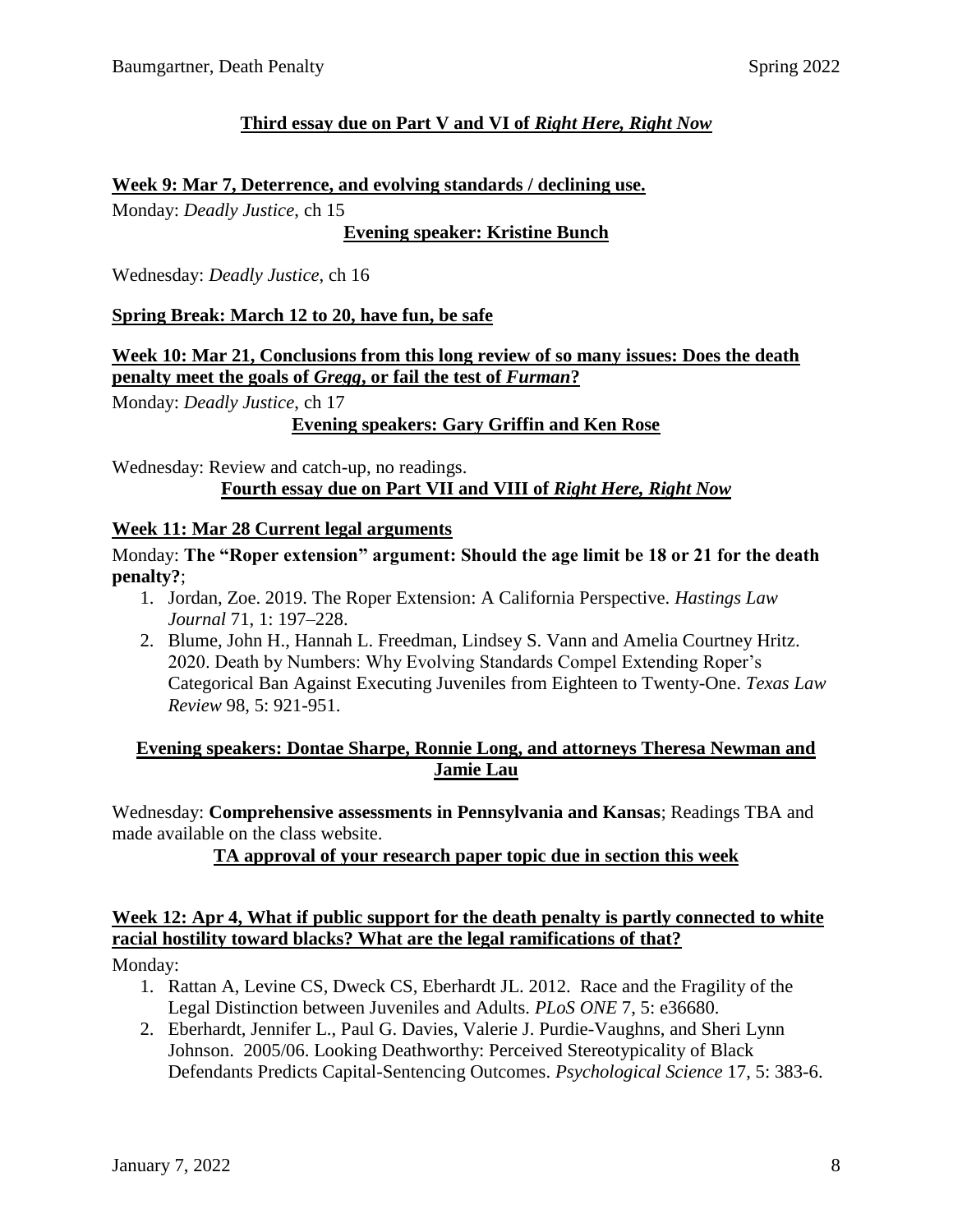**Third essay due on Part V and VI of *Right Here, Right Now***

**Week 9: Mar 7, Deterrence, and evolving standards / declining use.**

Monday: *Deadly Justice*, ch 15

**Evening speaker: Kristine Bunch**

Wednesday: *Deadly Justice*, ch 16

**Spring Break: March 12 to 20, have fun, be safe**

**Week 10: Mar 21, Conclusions from this long review of so many issues: Does the death penalty meet the goals of *Gregg*, or fail the test of *Furman*?**

Monday: *Deadly Justice*, ch 17

**Evening speakers: Gary Griffin and Ken Rose**

Wednesday: Review and catch-up, no readings.

**Fourth essay due on Part VII and VIII of *Right Here, Right Now***

**Week 11: Mar 28 Current legal arguments**

Monday: **The "Roper extension" argument: Should the age limit be 18 or 21 for the death penalty?**;

1. Jordan, Zoe. 2019. The Roper Extension: A California Perspective. *Hastings Law Journal* 71, 1: 197–228.
2. Blume, John H., Hannah L. Freedman, Lindsey S. Vann and Amelia Courtney Hritz. 2020. Death by Numbers: Why Evolving Standards Compel Extending Roper's Categorical Ban Against Executing Juveniles from Eighteen to Twenty-One. *Texas Law Review* 98, 5: 921-951.

**Evening speakers: Dontae Sharpe, Ronnie Long, and attorneys Theresa Newman and Jamie Lau**

Wednesday: **Comprehensive assessments in Pennsylvania and Kansas**; Readings TBA and made available on the class website.

**TA approval of your research paper topic due in section this week**

**Week 12: Apr 4, What if public support for the death penalty is partly connected to white racial hostility toward blacks? What are the legal ramifications of that?**

Monday:

1. Rattan A, Levine CS, Dweck CS, Eberhardt JL. 2012. Race and the Fragility of the Legal Distinction between Juveniles and Adults. *PLoS ONE* 7, 5: e36680.
2. Eberhardt, Jennifer L., Paul G. Davies, Valerie J. Purdie-Vaughns, and Sheri Lynn Johnson. 2005/06. Looking Deathworthy: Perceived Stereotypicality of Black Defendants Predicts Capital-Sentencing Outcomes. *Psychological Science* 17, 5: 383-6.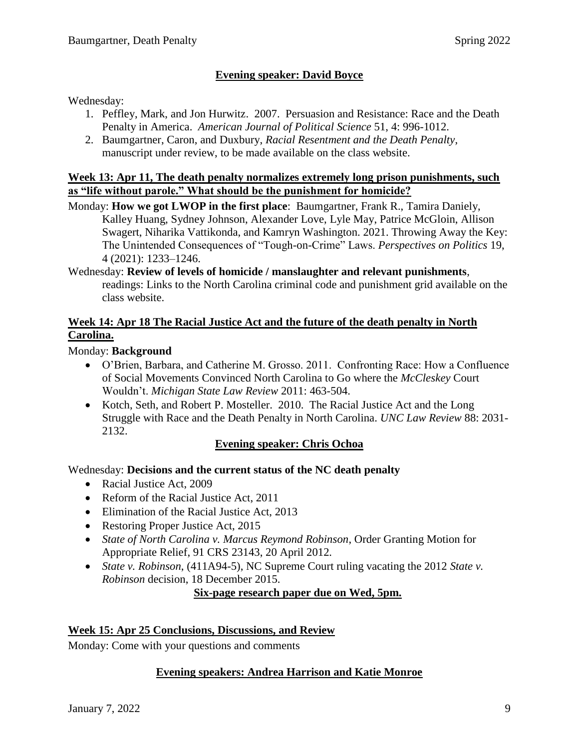**Evening speaker: David Boyce**

Wednesday:

1. Peffley, Mark, and Jon Hurwitz. 2007. Persuasion and Resistance: Race and the Death Penalty in America. *American Journal of Political Science* 51, 4: 996-1012.
2. Baumgartner, Caron, and Duxbury, *Racial Resentment and the Death Penalty*, manuscript under review, to be made available on the class website.

**Week 13: Apr 11, The death penalty normalizes extremely long prison punishments, such as "life without parole." What should be the punishment for homicide?**

Monday: **How we got LWOP in the first place**: Baumgartner, Frank R., Tamira Daniely, Kalley Huang, Sydney Johnson, Alexander Love, Lyle May, Patrice McGloin, Allison Swagert, Niharika Vattikonda, and Kamryn Washington. 2021. Throwing Away the Key: The Unintended Consequences of "Tough-on-Crime" Laws. *Perspectives on Politics* 19, 4 (2021): 1233–1246.

Wednesday: **Review of levels of homicide / manslaughter and relevant punishments**, readings: Links to the North Carolina criminal code and punishment grid available on the class website.

**Week 14: Apr 18 The Racial Justice Act and the future of the death penalty in North Carolina.**

Monday: **Background**

- O'Brien, Barbara, and Catherine M. Grosso. 2011. Confronting Race: How a Confluence of Social Movements Convinced North Carolina to Go where the *McCleskey* Court Wouldn't. *Michigan State Law Review* 2011: 463-504.
- Kotch, Seth, and Robert P. Mosteller. 2010. The Racial Justice Act and the Long Struggle with Race and the Death Penalty in North Carolina. *UNC Law Review* 88: 2031-2132.

**Evening speaker: Chris Ochoa**

Wednesday: **Decisions and the current status of the NC death penalty**

- Racial Justice Act, 2009
- Reform of the Racial Justice Act, 2011
- Elimination of the Racial Justice Act, 2013
- Restoring Proper Justice Act, 2015
- *State of North Carolina v. Marcus Reymond Robinson*, Order Granting Motion for Appropriate Relief, 91 CRS 23143, 20 April 2012.
- *State v. Robinson*, (411A94-5), NC Supreme Court ruling vacating the 2012 *State v. Robinson* decision, 18 December 2015.

**Six-page research paper due on Wed, 5pm.**

**Week 15: Apr 25 Conclusions, Discussions, and Review**

Monday: Come with your questions and comments

**Evening speakers: Andrea Harrison and Katie Monroe**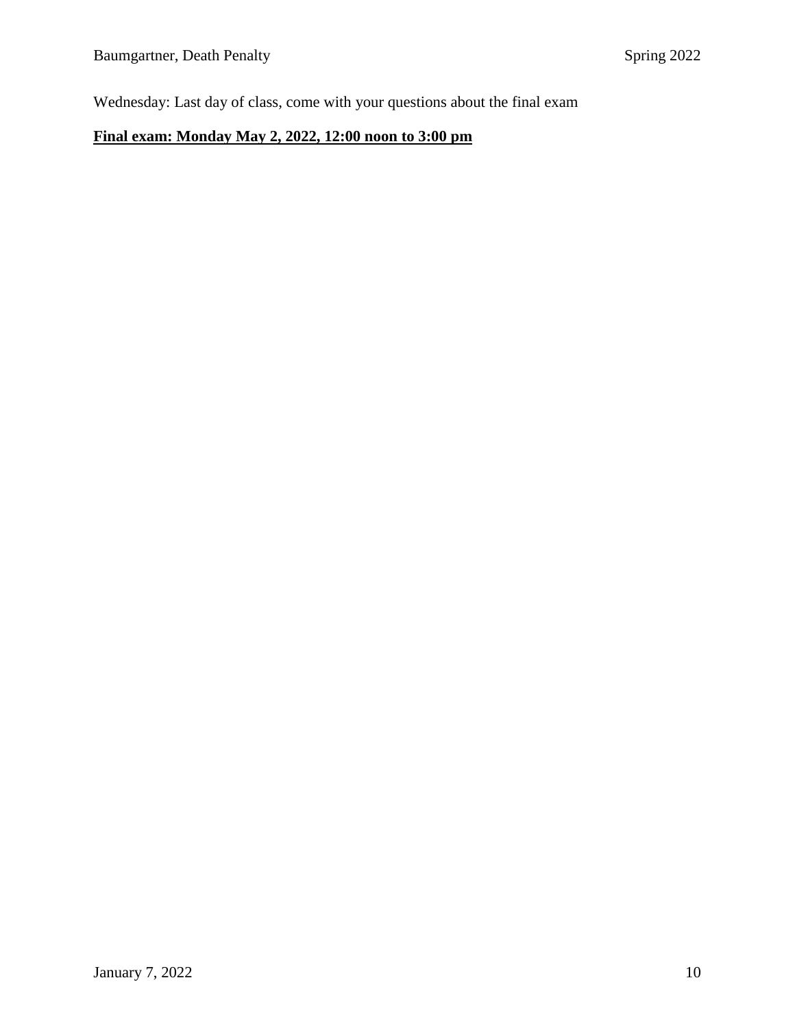Wednesday: Last day of class, come with your questions about the final exam

**Final exam: Monday May 2, 2022, 12:00 noon to 3:00 pm**